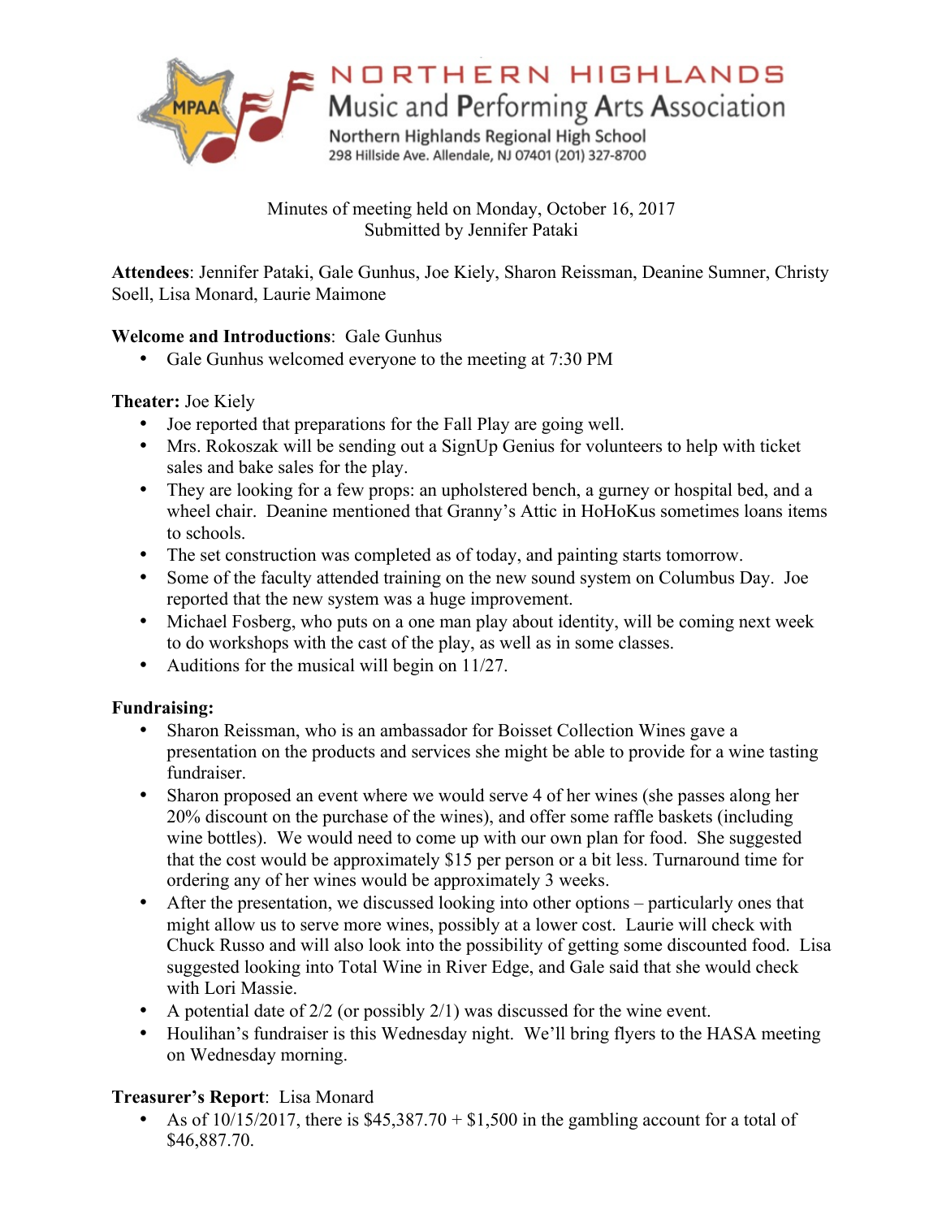NORTHERN HIGHLANDS
Music and Performing Arts Association
Northern Highlands Regional High School
298 Hillside Ave. Allendale, NJ 07401 (201) 327-8700

Minutes of meeting held on Monday, October 16, 2017
Submitted by Jennifer Pataki

**Attendees**: Jennifer Pataki, Gale Gunhus, Joe Kiely, Sharon Reissman, Deanine Sumner, Christy Soell, Lisa Monard, Laurie Maimone

**Welcome and Introductions**: Gale Gunhus

- Gale Gunhus welcomed everyone to the meeting at 7:30 PM

**Theater:** Joe Kiely

- Joe reported that preparations for the Fall Play are going well.
- Mrs. Rokoszak will be sending out a SignUp Genius for volunteers to help with ticket sales and bake sales for the play.
- They are looking for a few props: an upholstered bench, a gurney or hospital bed, and a wheel chair. Deanine mentioned that Granny's Attic in HoHoKus sometimes loans items to schools.
- The set construction was completed as of today, and painting starts tomorrow.
- Some of the faculty attended training on the new sound system on Columbus Day. Joe reported that the new system was a huge improvement.
- Michael Fosberg, who puts on a one man play about identity, will be coming next week to do workshops with the cast of the play, as well as in some classes.
- Auditions for the musical will begin on 11/27.

**Fundraising:**

- Sharon Reissman, who is an ambassador for Boisset Collection Wines gave a presentation on the products and services she might be able to provide for a wine tasting fundraiser.
- Sharon proposed an event where we would serve 4 of her wines (she passes along her 20% discount on the purchase of the wines), and offer some raffle baskets (including wine bottles). We would need to come up with our own plan for food. She suggested that the cost would be approximately $15 per person or a bit less. Turnaround time for ordering any of her wines would be approximately 3 weeks.
- After the presentation, we discussed looking into other options – particularly ones that might allow us to serve more wines, possibly at a lower cost. Laurie will check with Chuck Russo and will also look into the possibility of getting some discounted food. Lisa suggested looking into Total Wine in River Edge, and Gale said that she would check with Lori Massie.
- A potential date of 2/2 (or possibly 2/1) was discussed for the wine event.
- Houlihan's fundraiser is this Wednesday night. We'll bring flyers to the HASA meeting on Wednesday morning.

**Treasurer's Report**: Lisa Monard

- As of 10/15/2017, there is $45,387.70 + $1,500 in the gambling account for a total of $46,887.70.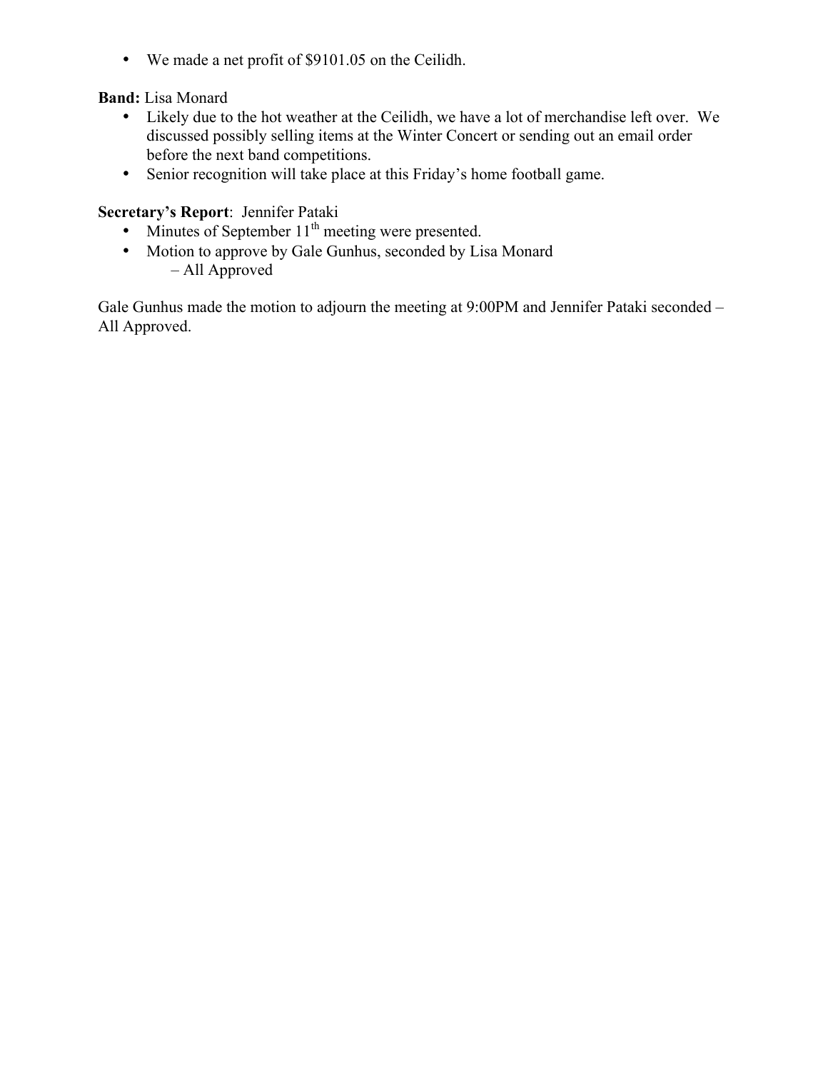- We made a net profit of $9101.05 on the Ceilidh.

**Band:** Lisa Monard

- Likely due to the hot weather at the Ceilidh, we have a lot of merchandise left over. We discussed possibly selling items at the Winter Concert or sending out an email order before the next band competitions.
- Senior recognition will take place at this Friday's home football game.

**Secretary's Report**: Jennifer Pataki

- Minutes of September 11th meeting were presented.
- Motion to approve by Gale Gunhus, seconded by Lisa Monard
  - – All Approved

Gale Gunhus made the motion to adjourn the meeting at 9:00PM and Jennifer Pataki seconded – All Approved.